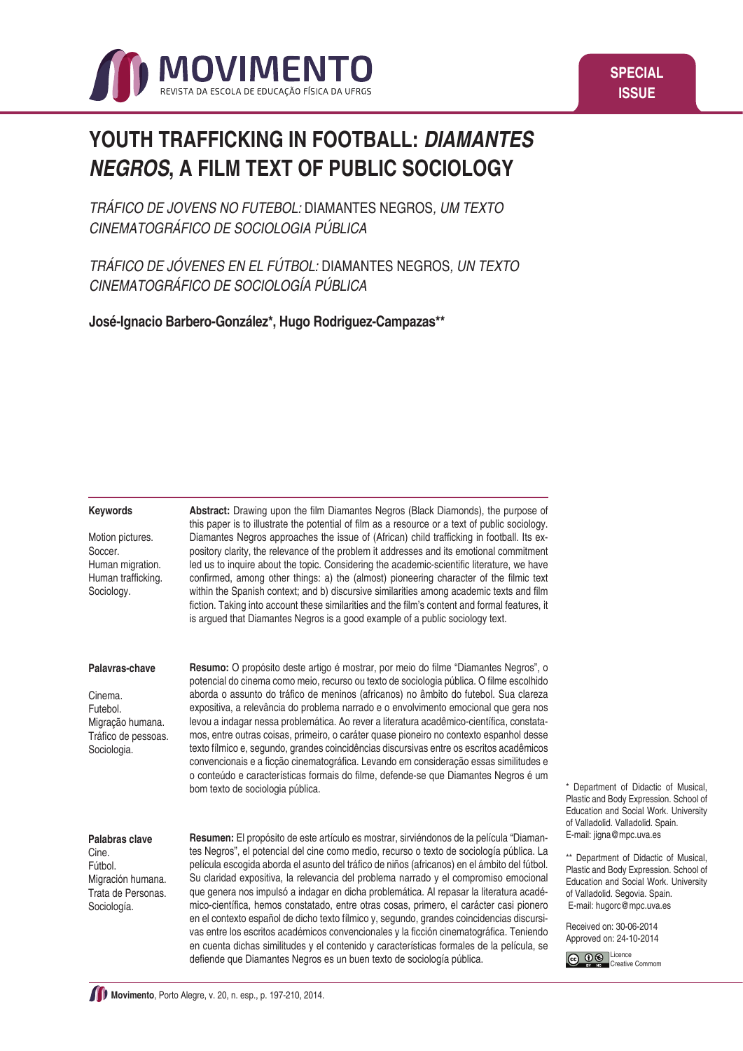# YOUTH TRAFFICKING IN FOOTBALL: *DIAMANTES NEGROS*, A FILM TEXT OF PUBLIC SOCIOLOGY

*TRÁFICO DE JOVENS NO FUTEBOL:* DIAMANTES NEGROS*, UM TEXTO CINEMATOGRÁFICO DE SOCIOLOGIA PÚBLICA*

*TRÁFICO DE JÓVENES EN EL FÚTBOL:* DIAMANTES NEGROS*, UN TEXTO CINEMATOGRÁFICO DE SOCIOLOGÍA PÚBLICA*

**José-Ignacio Barbero-González\*, Hugo Rodriguez-Campazas\*\***

**Keywords**

Motion pictures.
Soccer.
Human migration.
Human trafficking.
Sociology.

**Abstract:** Drawing upon the film Diamantes Negros (Black Diamonds), the purpose of this paper is to illustrate the potential of film as a resource or a text of public sociology. Diamantes Negros approaches the issue of (African) child trafficking in football. Its expository clarity, the relevance of the problem it addresses and its emotional commitment led us to inquire about the topic. Considering the academic-scientific literature, we have confirmed, among other things: a) the (almost) pioneering character of the filmic text within the Spanish context; and b) discursive similarities among academic texts and film fiction. Taking into account these similarities and the film's content and formal features, it is argued that Diamantes Negros is a good example of a public sociology text.

**Palavras-chave**

Cinema.
Futebol.
Migração humana.
Tráfico de pessoas.
Sociologia.

**Resumo:** O propósito deste artigo é mostrar, por meio do filme "Diamantes Negros", o potencial do cinema como meio, recurso ou texto de sociologia pública. O filme escolhido aborda o assunto do tráfico de meninos (africanos) no âmbito do futebol. Sua clareza expositiva, a relevância do problema narrado e o envolvimento emocional que gera nos levou a indagar nessa problemática. Ao rever a literatura acadêmico-científica, constatamos, entre outras coisas, primeiro, o caráter quase pioneiro no contexto espanhol desse texto fílmico e, segundo, grandes coincidências discursivas entre os escritos acadêmicos convencionais e a ficção cinematográfica. Levando em consideração essas similitudes e o conteúdo e características formais do filme, defende-se que Diamantes Negros é um bom texto de sociologia pública.

**Palabras clave**

Cine.
Fútbol.
Migración humana.
Trata de Personas.
Sociología.

**Resumen:** El propósito de este artículo es mostrar, sirviéndonos de la película "Diamantes Negros", el potencial del cine como medio, recurso o texto de sociología pública. La película escogida aborda el asunto del tráfico de niños (africanos) en el ámbito del fútbol. Su claridad expositiva, la relevancia del problema narrado y el compromiso emocional que genera nos impulsó a indagar en dicha problemática. Al repasar la literatura académico-científica, hemos constatado, entre otras cosas, primero, el carácter casi pionero en el contexto español de dicho texto fílmico y, segundo, grandes coincidencias discursivas entre los escritos académicos convencionales y la ficción cinematográfica. Teniendo en cuenta dichas similitudes y el contenido y características formales de la película, se defiende que Diamantes Negros es un buen texto de sociología pública.

\* Department of Didactic of Musical, Plastic and Body Expression. School of Education and Social Work. University of Valladolid. Valladolid. Spain. E-mail: jigna@mpc.uva.es

\*\* Department of Didactic of Musical, Plastic and Body Expression. School of Education and Social Work. University of Valladolid. Segovia. Spain. E-mail: hugorc@mpc.uva.es

Received on: 30-06-2014
Approved on: 24-10-2014

Licence Creative Commom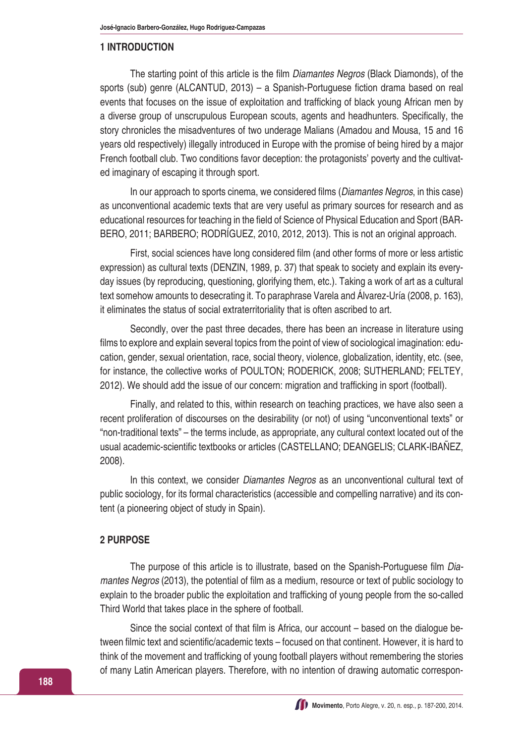## 1 INTRODUCTION

The starting point of this article is the film *Diamantes Negros* (Black Diamonds), of the sports (sub) genre (ALCANTUD, 2013) – a Spanish-Portuguese fiction drama based on real events that focuses on the issue of exploitation and trafficking of black young African men by a diverse group of unscrupulous European scouts, agents and headhunters. Specifically, the story chronicles the misadventures of two underage Malians (Amadou and Mousa, 15 and 16 years old respectively) illegally introduced in Europe with the promise of being hired by a major French football club. Two conditions favor deception: the protagonists' poverty and the cultivated imaginary of escaping it through sport.

In our approach to sports cinema, we considered films (*Diamantes Negros*, in this case) as unconventional academic texts that are very useful as primary sources for research and as educational resources for teaching in the field of Science of Physical Education and Sport (BARBERO, 2011; BARBERO; RODRÍGUEZ, 2010, 2012, 2013). This is not an original approach.

First, social sciences have long considered film (and other forms of more or less artistic expression) as cultural texts (DENZIN, 1989, p. 37) that speak to society and explain its everyday issues (by reproducing, questioning, glorifying them, etc.). Taking a work of art as a cultural text somehow amounts to desecrating it. To paraphrase Varela and Álvarez-Uría (2008, p. 163), it eliminates the status of social extraterritoriality that is often ascribed to art.

Secondly, over the past three decades, there has been an increase in literature using films to explore and explain several topics from the point of view of sociological imagination: education, gender, sexual orientation, race, social theory, violence, globalization, identity, etc. (see, for instance, the collective works of POULTON; RODERICK, 2008; SUTHERLAND; FELTEY, 2012). We should add the issue of our concern: migration and trafficking in sport (football).

Finally, and related to this, within research on teaching practices, we have also seen a recent proliferation of discourses on the desirability (or not) of using "unconventional texts" or "non-traditional texts" – the terms include, as appropriate, any cultural context located out of the usual academic-scientific textbooks or articles (CASTELLANO; DEANGELIS; CLARK-IBAÑEZ, 2008).

In this context, we consider *Diamantes Negros* as an unconventional cultural text of public sociology, for its formal characteristics (accessible and compelling narrative) and its content (a pioneering object of study in Spain).

## 2 PURPOSE

The purpose of this article is to illustrate, based on the Spanish-Portuguese film *Diamantes Negros* (2013), the potential of film as a medium, resource or text of public sociology to explain to the broader public the exploitation and trafficking of young people from the so-called Third World that takes place in the sphere of football.

Since the social context of that film is Africa, our account – based on the dialogue between filmic text and scientific/academic texts – focused on that continent. However, it is hard to think of the movement and trafficking of young football players without remembering the stories of many Latin American players. Therefore, with no intention of drawing automatic correspon-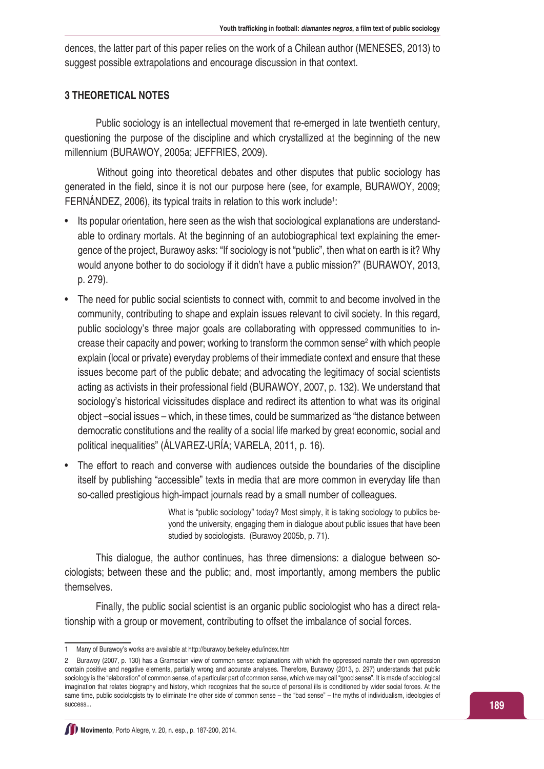dences, the latter part of this paper relies on the work of a Chilean author (MENESES, 2013) to suggest possible extrapolations and encourage discussion in that context.

## 3 THEORETICAL NOTES

Public sociology is an intellectual movement that re-emerged in late twentieth century, questioning the purpose of the discipline and which crystallized at the beginning of the new millennium (BURAWOY, 2005a; JEFFRIES, 2009).

Without going into theoretical debates and other disputes that public sociology has generated in the field, since it is not our purpose here (see, for example, BURAWOY, 2009; FERNÁNDEZ, 2006), its typical traits in relation to this work include[1]:

- Its popular orientation, here seen as the wish that sociological explanations are understandable to ordinary mortals. At the beginning of an autobiographical text explaining the emergence of the project, Burawoy asks: "If sociology is not "public", then what on earth is it? Why would anyone bother to do sociology if it didn't have a public mission?" (BURAWOY, 2013, p. 279).
- The need for public social scientists to connect with, commit to and become involved in the community, contributing to shape and explain issues relevant to civil society. In this regard, public sociology's three major goals are collaborating with oppressed communities to increase their capacity and power; working to transform the common sense[2] with which people explain (local or private) everyday problems of their immediate context and ensure that these issues become part of the public debate; and advocating the legitimacy of social scientists acting as activists in their professional field (BURAWOY, 2007, p. 132). We understand that sociology's historical vicissitudes displace and redirect its attention to what was its original object –social issues – which, in these times, could be summarized as "the distance between democratic constitutions and the reality of a social life marked by great economic, social and political inequalities" (ÁLVAREZ-URÍA; VARELA, 2011, p. 16).
- The effort to reach and converse with audiences outside the boundaries of the discipline itself by publishing "accessible" texts in media that are more common in everyday life than so-called prestigious high-impact journals read by a small number of colleagues.

> What is "public sociology" today? Most simply, it is taking sociology to publics beyond the university, engaging them in dialogue about public issues that have been studied by sociologists. (Burawoy 2005b, p. 71).

This dialogue, the author continues, has three dimensions: a dialogue between sociologists; between these and the public; and, most importantly, among members the public themselves.

Finally, the public social scientist is an organic public sociologist who has a direct relationship with a group or movement, contributing to offset the imbalance of social forces.

---

1 Many of Burawoy's works are available at http://burawoy.berkeley.edu/index.htm

2 Burawoy (2007, p. 130) has a Gramscian view of common sense: explanations with which the oppressed narrate their own oppression contain positive and negative elements, partially wrong and accurate analyses. Therefore, Burawoy (2013, p. 297) understands that public sociology is the "elaboration" of common sense, of a particular part of common sense, which we may call "good sense". It is made of sociological imagination that relates biography and history, which recognizes that the source of personal ills is conditioned by wider social forces. At the same time, public sociologists try to eliminate the other side of common sense – the "bad sense" – the myths of individualism, ideologies of success...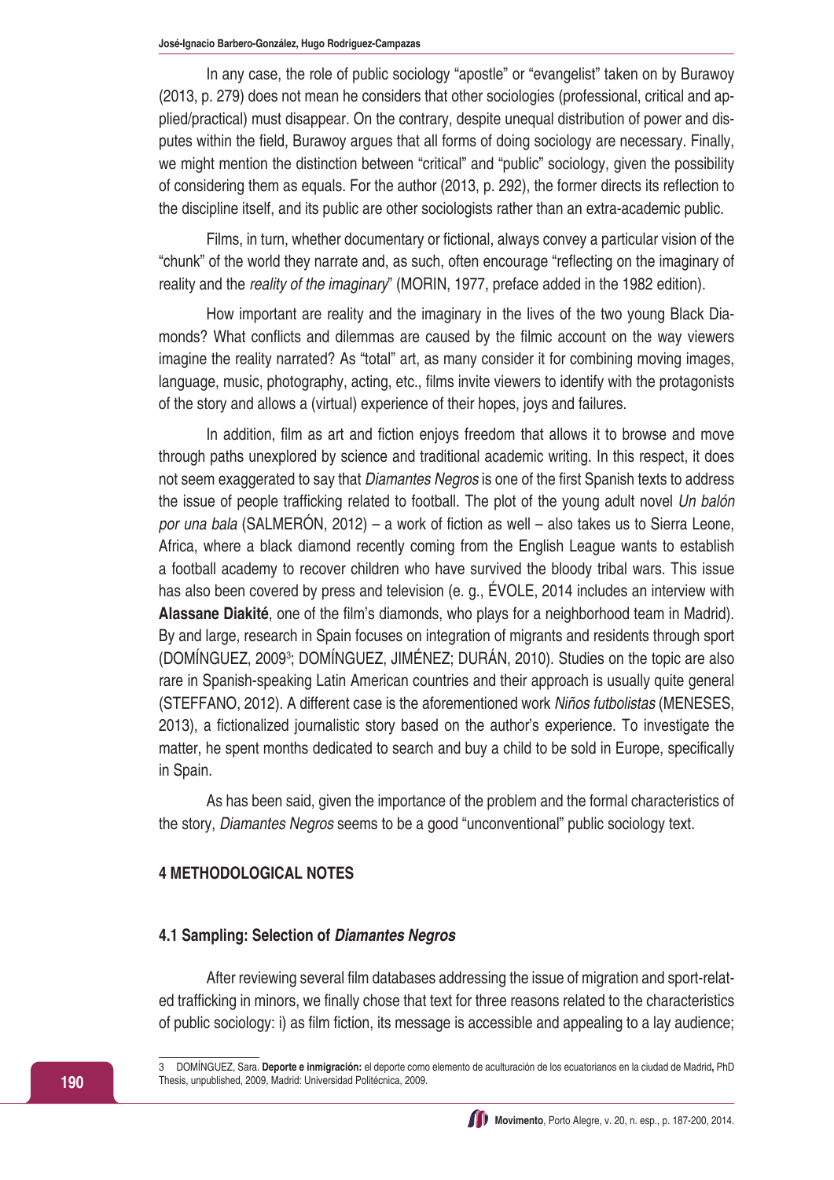In any case, the role of public sociology "apostle" or "evangelist" taken on by Burawoy (2013, p. 279) does not mean he considers that other sociologies (professional, critical and applied/practical) must disappear. On the contrary, despite unequal distribution of power and disputes within the field, Burawoy argues that all forms of doing sociology are necessary. Finally, we might mention the distinction between "critical" and "public" sociology, given the possibility of considering them as equals. For the author (2013, p. 292), the former directs its reflection to the discipline itself, and its public are other sociologists rather than an extra-academic public.

Films, in turn, whether documentary or fictional, always convey a particular vision of the "chunk" of the world they narrate and, as such, often encourage "reflecting on the imaginary of reality and the *reality of the imaginary*" (MORIN, 1977, preface added in the 1982 edition).

How important are reality and the imaginary in the lives of the two young Black Diamonds? What conflicts and dilemmas are caused by the filmic account on the way viewers imagine the reality narrated? As "total" art, as many consider it for combining moving images, language, music, photography, acting, etc., films invite viewers to identify with the protagonists of the story and allows a (virtual) experience of their hopes, joys and failures.

In addition, film as art and fiction enjoys freedom that allows it to browse and move through paths unexplored by science and traditional academic writing. In this respect, it does not seem exaggerated to say that *Diamantes Negros* is one of the first Spanish texts to address the issue of people trafficking related to football. The plot of the young adult novel *Un balón por una bala* (SALMERÓN, 2012) – a work of fiction as well – also takes us to Sierra Leone, Africa, where a black diamond recently coming from the English League wants to establish a football academy to recover children who have survived the bloody tribal wars. This issue has also been covered by press and television (e. g., ÉVOLE, 2014 includes an interview with **Alassane Diakité**, one of the film's diamonds, who plays for a neighborhood team in Madrid). By and large, research in Spain focuses on integration of migrants and residents through sport (DOMÍNGUEZ, 2009[3]; DOMÍNGUEZ, JIMÉNEZ; DURÁN, 2010). Studies on the topic are also rare in Spanish-speaking Latin American countries and their approach is usually quite general (STEFFANO, 2012). A different case is the aforementioned work *Niños futbolistas* (MENESES, 2013), a fictionalized journalistic story based on the author's experience. To investigate the matter, he spent months dedicated to search and buy a child to be sold in Europe, specifically in Spain.

As has been said, given the importance of the problem and the formal characteristics of the story, *Diamantes Negros* seems to be a good "unconventional" public sociology text.

## 4 METHODOLOGICAL NOTES

### 4.1 Sampling: Selection of *Diamantes Negros*

After reviewing several film databases addressing the issue of migration and sport-related trafficking in minors, we finally chose that text for three reasons related to the characteristics of public sociology: i) as film fiction, its message is accessible and appealing to a lay audience;

---

3 DOMÍNGUEZ, Sara. **Deporte e inmigración:** el deporte como elemento de aculturación de los ecuatorianos en la ciudad de Madrid**,** PhD Thesis, unpublished, 2009, Madrid: Universidad Politécnica, 2009.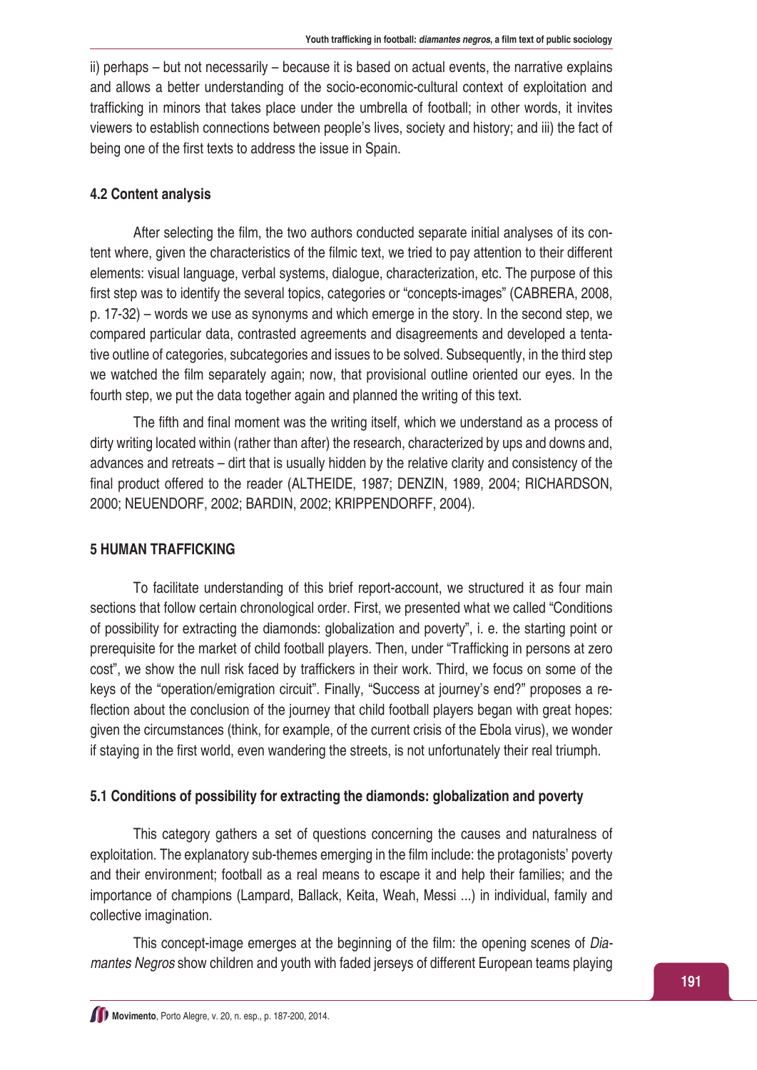ii) perhaps – but not necessarily – because it is based on actual events, the narrative explains and allows a better understanding of the socio-economic-cultural context of exploitation and trafficking in minors that takes place under the umbrella of football; in other words, it invites viewers to establish connections between people's lives, society and history; and iii) the fact of being one of the first texts to address the issue in Spain.

### 4.2 Content analysis

After selecting the film, the two authors conducted separate initial analyses of its content where, given the characteristics of the filmic text, we tried to pay attention to their different elements: visual language, verbal systems, dialogue, characterization, etc. The purpose of this first step was to identify the several topics, categories or "concepts-images" (CABRERA, 2008, p. 17-32) – words we use as synonyms and which emerge in the story. In the second step, we compared particular data, contrasted agreements and disagreements and developed a tentative outline of categories, subcategories and issues to be solved. Subsequently, in the third step we watched the film separately again; now, that provisional outline oriented our eyes. In the fourth step, we put the data together again and planned the writing of this text.

The fifth and final moment was the writing itself, which we understand as a process of dirty writing located within (rather than after) the research, characterized by ups and downs and, advances and retreats – dirt that is usually hidden by the relative clarity and consistency of the final product offered to the reader (ALTHEIDE, 1987; DENZIN, 1989, 2004; RICHARDSON, 2000; NEUENDORF, 2002; BARDIN, 2002; KRIPPENDORFF, 2004).

## 5 HUMAN TRAFFICKING

To facilitate understanding of this brief report-account, we structured it as four main sections that follow certain chronological order. First, we presented what we called "Conditions of possibility for extracting the diamonds: globalization and poverty", i. e. the starting point or prerequisite for the market of child football players. Then, under "Trafficking in persons at zero cost", we show the null risk faced by traffickers in their work. Third, we focus on some of the keys of the "operation/emigration circuit". Finally, "Success at journey's end?" proposes a reflection about the conclusion of the journey that child football players began with great hopes: given the circumstances (think, for example, of the current crisis of the Ebola virus), we wonder if staying in the first world, even wandering the streets, is not unfortunately their real triumph.

### 5.1 Conditions of possibility for extracting the diamonds: globalization and poverty

This category gathers a set of questions concerning the causes and naturalness of exploitation. The explanatory sub-themes emerging in the film include: the protagonists' poverty and their environment; football as a real means to escape it and help their families; and the importance of champions (Lampard, Ballack, Keita, Weah, Messi ...) in individual, family and collective imagination.

This concept-image emerges at the beginning of the film: the opening scenes of *Diamantes Negros* show children and youth with faded jerseys of different European teams playing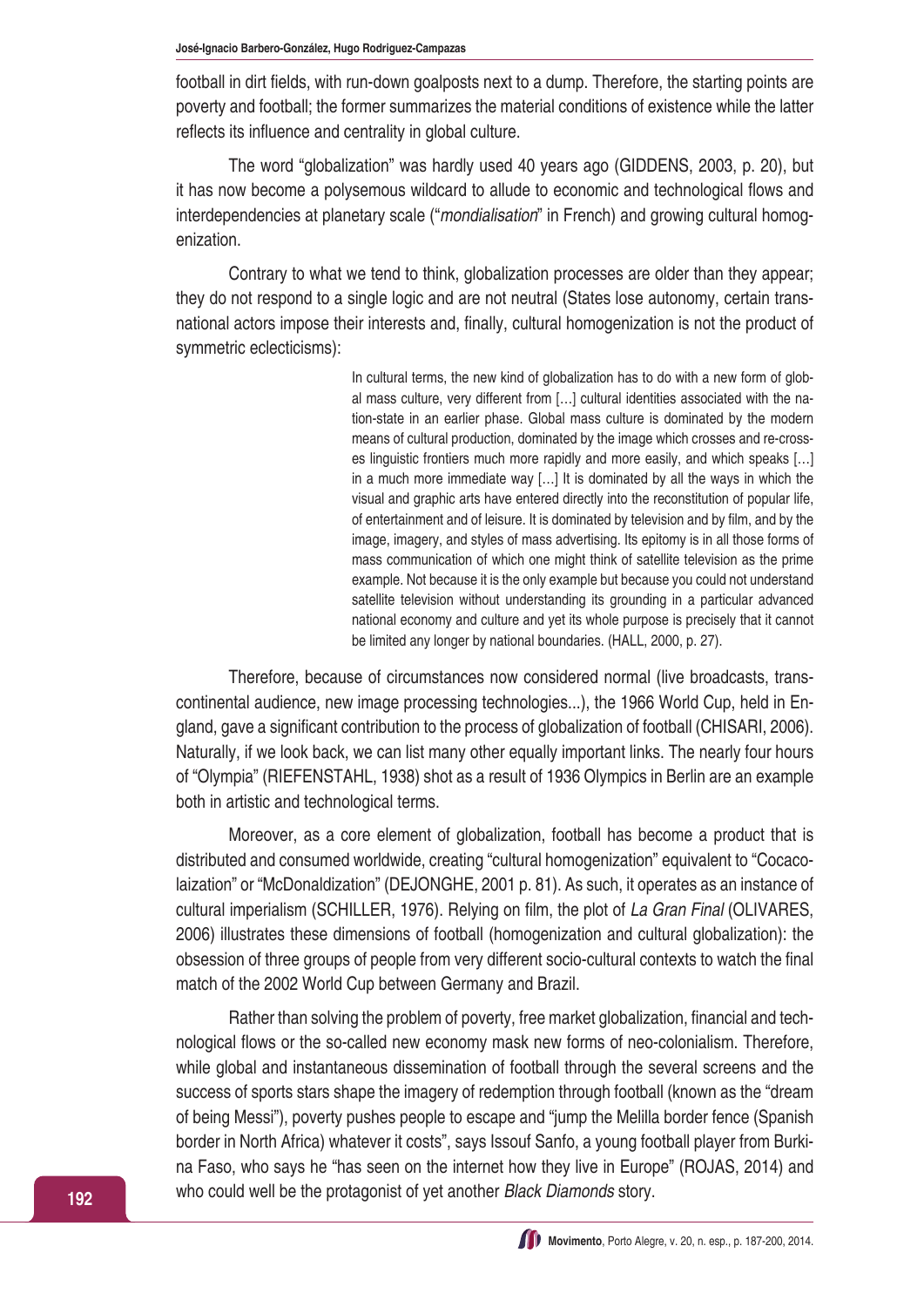football in dirt fields, with run-down goalposts next to a dump. Therefore, the starting points are poverty and football; the former summarizes the material conditions of existence while the latter reflects its influence and centrality in global culture.

The word "globalization" was hardly used 40 years ago (GIDDENS, 2003, p. 20), but it has now become a polysemous wildcard to allude to economic and technological flows and interdependencies at planetary scale ("*mondialisation*" in French) and growing cultural homogenization.

Contrary to what we tend to think, globalization processes are older than they appear; they do not respond to a single logic and are not neutral (States lose autonomy, certain transnational actors impose their interests and, finally, cultural homogenization is not the product of symmetric eclecticisms):

> In cultural terms, the new kind of globalization has to do with a new form of global mass culture, very different from [...] cultural identities associated with the nation-state in an earlier phase. Global mass culture is dominated by the modern means of cultural production, dominated by the image which crosses and re-crosses linguistic frontiers much more rapidly and more easily, and which speaks [...] in a much more immediate way [...] It is dominated by all the ways in which the visual and graphic arts have entered directly into the reconstitution of popular life, of entertainment and of leisure. It is dominated by television and by film, and by the image, imagery, and styles of mass advertising. Its epitomy is in all those forms of mass communication of which one might think of satellite television as the prime example. Not because it is the only example but because you could not understand satellite television without understanding its grounding in a particular advanced national economy and culture and yet its whole purpose is precisely that it cannot be limited any longer by national boundaries. (HALL, 2000, p. 27).

Therefore, because of circumstances now considered normal (live broadcasts, transcontinental audience, new image processing technologies...), the 1966 World Cup, held in England, gave a significant contribution to the process of globalization of football (CHISARI, 2006). Naturally, if we look back, we can list many other equally important links. The nearly four hours of "Olympia" (RIEFENSTAHL, 1938) shot as a result of 1936 Olympics in Berlin are an example both in artistic and technological terms.

Moreover, as a core element of globalization, football has become a product that is distributed and consumed worldwide, creating "cultural homogenization" equivalent to "Cocacolaization" or "McDonaldization" (DEJONGHE, 2001 p. 81). As such, it operates as an instance of cultural imperialism (SCHILLER, 1976). Relying on film, the plot of *La Gran Final* (OLIVARES, 2006) illustrates these dimensions of football (homogenization and cultural globalization): the obsession of three groups of people from very different socio-cultural contexts to watch the final match of the 2002 World Cup between Germany and Brazil.

Rather than solving the problem of poverty, free market globalization, financial and technological flows or the so-called new economy mask new forms of neo-colonialism. Therefore, while global and instantaneous dissemination of football through the several screens and the success of sports stars shape the imagery of redemption through football (known as the "dream of being Messi"), poverty pushes people to escape and "jump the Melilla border fence (Spanish border in North Africa) whatever it costs", says Issouf Sanfo, a young football player from Burkina Faso, who says he "has seen on the internet how they live in Europe" (ROJAS, 2014) and who could well be the protagonist of yet another *Black Diamonds* story.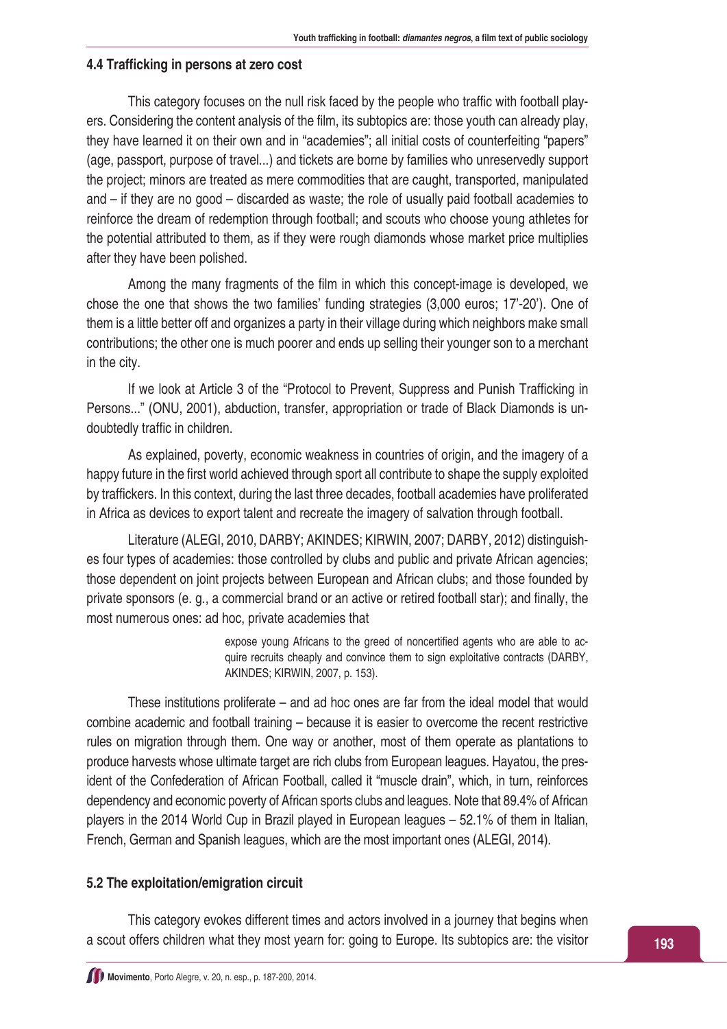### 4.4 Trafficking in persons at zero cost

This category focuses on the null risk faced by the people who traffic with football players. Considering the content analysis of the film, its subtopics are: those youth can already play, they have learned it on their own and in "academies"; all initial costs of counterfeiting "papers" (age, passport, purpose of travel...) and tickets are borne by families who unreservedly support the project; minors are treated as mere commodities that are caught, transported, manipulated and – if they are no good – discarded as waste; the role of usually paid football academies to reinforce the dream of redemption through football; and scouts who choose young athletes for the potential attributed to them, as if they were rough diamonds whose market price multiplies after they have been polished.

Among the many fragments of the film in which this concept-image is developed, we chose the one that shows the two families' funding strategies (3,000 euros; 17'-20'). One of them is a little better off and organizes a party in their village during which neighbors make small contributions; the other one is much poorer and ends up selling their younger son to a merchant in the city.

If we look at Article 3 of the "Protocol to Prevent, Suppress and Punish Trafficking in Persons..." (ONU, 2001), abduction, transfer, appropriation or trade of Black Diamonds is undoubtedly traffic in children.

As explained, poverty, economic weakness in countries of origin, and the imagery of a happy future in the first world achieved through sport all contribute to shape the supply exploited by traffickers. In this context, during the last three decades, football academies have proliferated in Africa as devices to export talent and recreate the imagery of salvation through football.

Literature (ALEGI, 2010, DARBY; AKINDES; KIRWIN, 2007; DARBY, 2012) distinguishes four types of academies: those controlled by clubs and public and private African agencies; those dependent on joint projects between European and African clubs; and those founded by private sponsors (e. g., a commercial brand or an active or retired football star); and finally, the most numerous ones: ad hoc, private academies that

> expose young Africans to the greed of noncertified agents who are able to acquire recruits cheaply and convince them to sign exploitative contracts (DARBY, AKINDES; KIRWIN, 2007, p. 153).

These institutions proliferate – and ad hoc ones are far from the ideal model that would combine academic and football training – because it is easier to overcome the recent restrictive rules on migration through them. One way or another, most of them operate as plantations to produce harvests whose ultimate target are rich clubs from European leagues. Hayatou, the president of the Confederation of African Football, called it "muscle drain", which, in turn, reinforces dependency and economic poverty of African sports clubs and leagues. Note that 89.4% of African players in the 2014 World Cup in Brazil played in European leagues – 52.1% of them in Italian, French, German and Spanish leagues, which are the most important ones (ALEGI, 2014).

### 5.2 The exploitation/emigration circuit

This category evokes different times and actors involved in a journey that begins when a scout offers children what they most yearn for: going to Europe. Its subtopics are: the visitor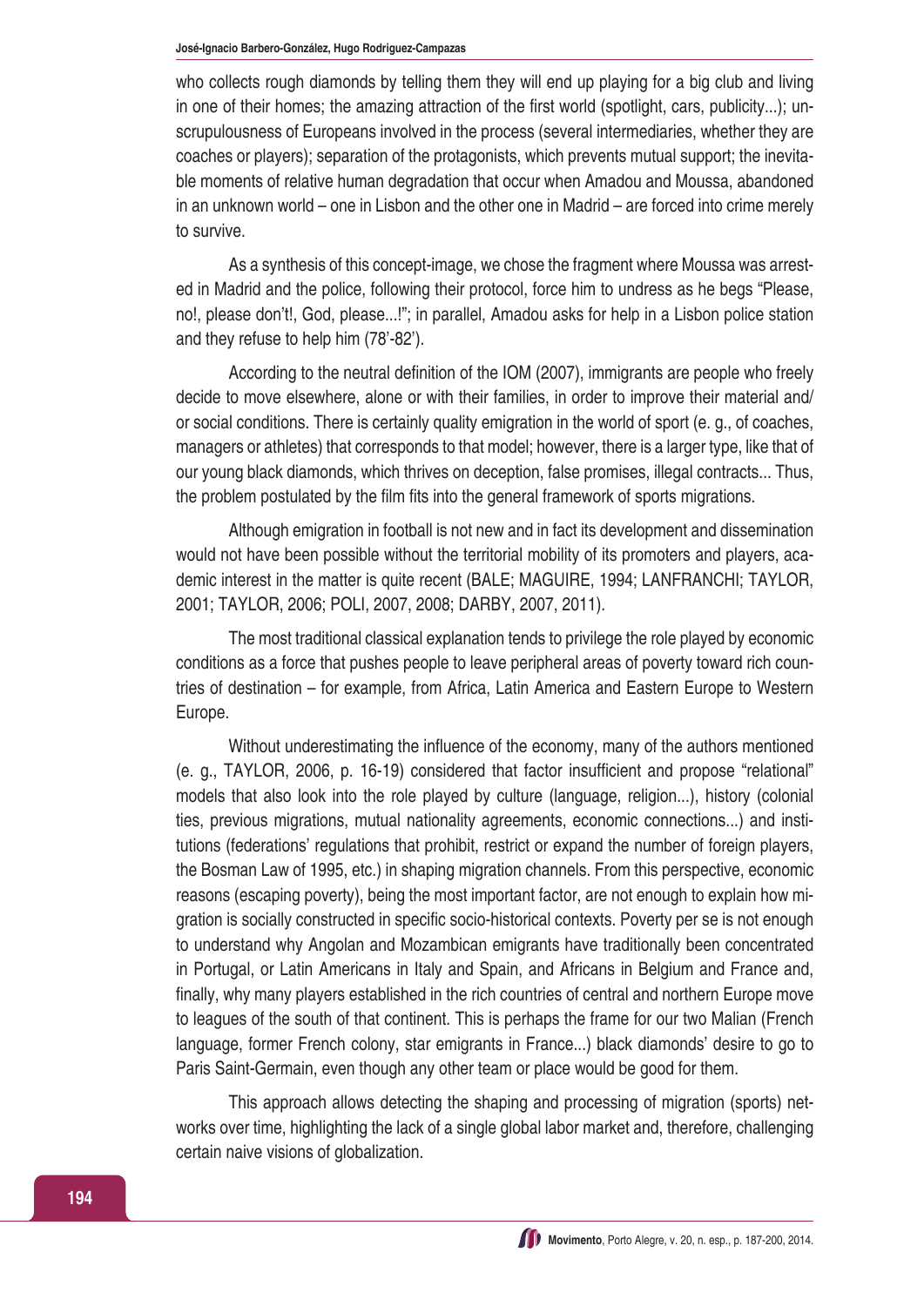who collects rough diamonds by telling them they will end up playing for a big club and living in one of their homes; the amazing attraction of the first world (spotlight, cars, publicity...); unscrupulousness of Europeans involved in the process (several intermediaries, whether they are coaches or players); separation of the protagonists, which prevents mutual support; the inevitable moments of relative human degradation that occur when Amadou and Moussa, abandoned in an unknown world – one in Lisbon and the other one in Madrid – are forced into crime merely to survive.

As a synthesis of this concept-image, we chose the fragment where Moussa was arrested in Madrid and the police, following their protocol, force him to undress as he begs "Please, no!, please don't!, God, please...!"; in parallel, Amadou asks for help in a Lisbon police station and they refuse to help him (78'-82').

According to the neutral definition of the IOM (2007), immigrants are people who freely decide to move elsewhere, alone or with their families, in order to improve their material and/or social conditions. There is certainly quality emigration in the world of sport (e. g., of coaches, managers or athletes) that corresponds to that model; however, there is a larger type, like that of our young black diamonds, which thrives on deception, false promises, illegal contracts... Thus, the problem postulated by the film fits into the general framework of sports migrations.

Although emigration in football is not new and in fact its development and dissemination would not have been possible without the territorial mobility of its promoters and players, academic interest in the matter is quite recent (BALE; MAGUIRE, 1994; LANFRANCHI; TAYLOR, 2001; TAYLOR, 2006; POLI, 2007, 2008; DARBY, 2007, 2011).

The most traditional classical explanation tends to privilege the role played by economic conditions as a force that pushes people to leave peripheral areas of poverty toward rich countries of destination – for example, from Africa, Latin America and Eastern Europe to Western Europe.

Without underestimating the influence of the economy, many of the authors mentioned (e. g., TAYLOR, 2006, p. 16-19) considered that factor insufficient and propose "relational" models that also look into the role played by culture (language, religion...), history (colonial ties, previous migrations, mutual nationality agreements, economic connections...) and institutions (federations' regulations that prohibit, restrict or expand the number of foreign players, the Bosman Law of 1995, etc.) in shaping migration channels. From this perspective, economic reasons (escaping poverty), being the most important factor, are not enough to explain how migration is socially constructed in specific socio-historical contexts. Poverty per se is not enough to understand why Angolan and Mozambican emigrants have traditionally been concentrated in Portugal, or Latin Americans in Italy and Spain, and Africans in Belgium and France and, finally, why many players established in the rich countries of central and northern Europe move to leagues of the south of that continent. This is perhaps the frame for our two Malian (French language, former French colony, star emigrants in France...) black diamonds' desire to go to Paris Saint-Germain, even though any other team or place would be good for them.

This approach allows detecting the shaping and processing of migration (sports) networks over time, highlighting the lack of a single global labor market and, therefore, challenging certain naive visions of globalization.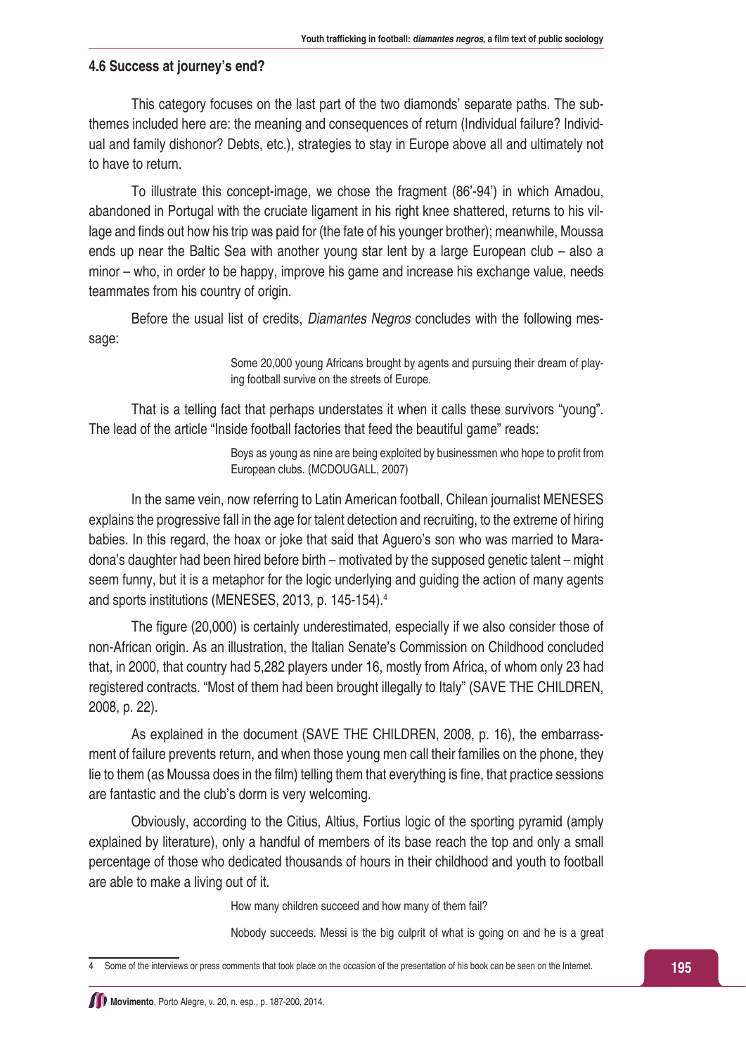### 4.6 Success at journey's end?

This category focuses on the last part of the two diamonds' separate paths. The subthemes included here are: the meaning and consequences of return (Individual failure? Individual and family dishonor? Debts, etc.), strategies to stay in Europe above all and ultimately not to have to return.

To illustrate this concept-image, we chose the fragment (86'-94') in which Amadou, abandoned in Portugal with the cruciate ligament in his right knee shattered, returns to his village and finds out how his trip was paid for (the fate of his younger brother); meanwhile, Moussa ends up near the Baltic Sea with another young star lent by a large European club – also a minor – who, in order to be happy, improve his game and increase his exchange value, needs teammates from his country of origin.

Before the usual list of credits, *Diamantes Negros* concludes with the following message:

> Some 20,000 young Africans brought by agents and pursuing their dream of playing football survive on the streets of Europe.

That is a telling fact that perhaps understates it when it calls these survivors "young". The lead of the article "Inside football factories that feed the beautiful game" reads:

> Boys as young as nine are being exploited by businessmen who hope to profit from European clubs. (MCDOUGALL, 2007)

In the same vein, now referring to Latin American football, Chilean journalist MENESES explains the progressive fall in the age for talent detection and recruiting, to the extreme of hiring babies. In this regard, the hoax or joke that said that Aguero's son who was married to Maradona's daughter had been hired before birth – motivated by the supposed genetic talent – might seem funny, but it is a metaphor for the logic underlying and guiding the action of many agents and sports institutions (MENESES, 2013, p. 145-154).[4]

The figure (20,000) is certainly underestimated, especially if we also consider those of non-African origin. As an illustration, the Italian Senate's Commission on Childhood concluded that, in 2000, that country had 5,282 players under 16, mostly from Africa, of whom only 23 had registered contracts. "Most of them had been brought illegally to Italy" (SAVE THE CHILDREN, 2008, p. 22).

As explained in the document (SAVE THE CHILDREN, 2008, p. 16), the embarrassment of failure prevents return, and when those young men call their families on the phone, they lie to them (as Moussa does in the film) telling them that everything is fine, that practice sessions are fantastic and the club's dorm is very welcoming.

Obviously, according to the Citius, Altius, Fortius logic of the sporting pyramid (amply explained by literature), only a handful of members of its base reach the top and only a small percentage of those who dedicated thousands of hours in their childhood and youth to football are able to make a living out of it.

> How many children succeed and how many of them fail?
>
> Nobody succeeds. Messi is the big culprit of what is going on and he is a great

---

4 Some of the interviews or press comments that took place on the occasion of the presentation of his book can be seen on the Internet.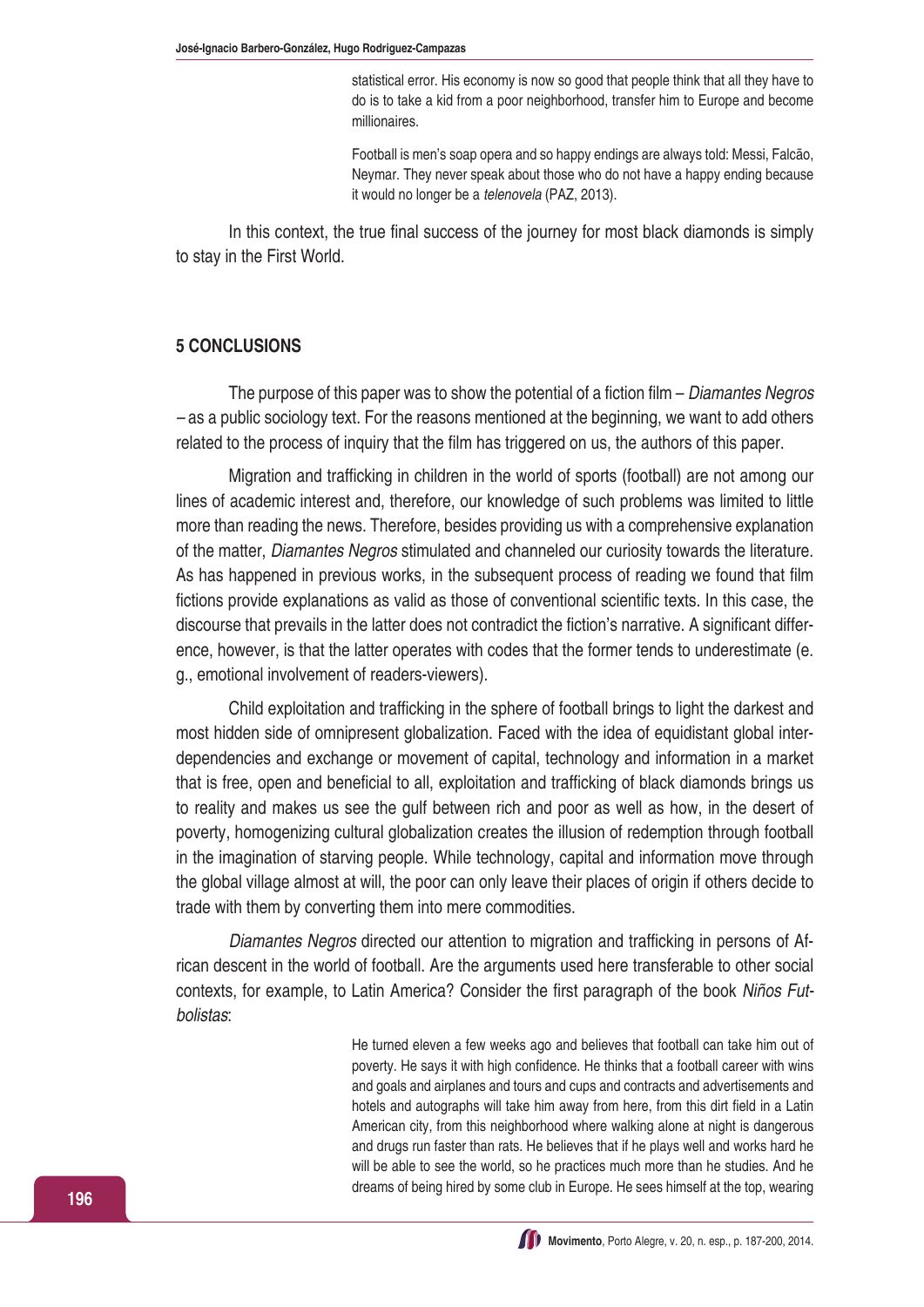> statistical error. His economy is now so good that people think that all they have to do is to take a kid from a poor neighborhood, transfer him to Europe and become millionaires.
>
> Football is men's soap opera and so happy endings are always told: Messi, Falcão, Neymar. They never speak about those who do not have a happy ending because it would no longer be a *telenovela* (PAZ, 2013).

In this context, the true final success of the journey for most black diamonds is simply to stay in the First World.

## 5 CONCLUSIONS

The purpose of this paper was to show the potential of a fiction film – *Diamantes Negros* – as a public sociology text. For the reasons mentioned at the beginning, we want to add others related to the process of inquiry that the film has triggered on us, the authors of this paper.

Migration and trafficking in children in the world of sports (football) are not among our lines of academic interest and, therefore, our knowledge of such problems was limited to little more than reading the news. Therefore, besides providing us with a comprehensive explanation of the matter, *Diamantes Negros* stimulated and channeled our curiosity towards the literature. As has happened in previous works, in the subsequent process of reading we found that film fictions provide explanations as valid as those of conventional scientific texts. In this case, the discourse that prevails in the latter does not contradict the fiction's narrative. A significant difference, however, is that the latter operates with codes that the former tends to underestimate (e. g., emotional involvement of readers-viewers).

Child exploitation and trafficking in the sphere of football brings to light the darkest and most hidden side of omnipresent globalization. Faced with the idea of equidistant global interdependencies and exchange or movement of capital, technology and information in a market that is free, open and beneficial to all, exploitation and trafficking of black diamonds brings us to reality and makes us see the gulf between rich and poor as well as how, in the desert of poverty, homogenizing cultural globalization creates the illusion of redemption through football in the imagination of starving people. While technology, capital and information move through the global village almost at will, the poor can only leave their places of origin if others decide to trade with them by converting them into mere commodities.

*Diamantes Negros* directed our attention to migration and trafficking in persons of African descent in the world of football. Are the arguments used here transferable to other social contexts, for example, to Latin America? Consider the first paragraph of the book *Niños Futbolistas*:

> He turned eleven a few weeks ago and believes that football can take him out of poverty. He says it with high confidence. He thinks that a football career with wins and goals and airplanes and tours and cups and contracts and advertisements and hotels and autographs will take him away from here, from this dirt field in a Latin American city, from this neighborhood where walking alone at night is dangerous and drugs run faster than rats. He believes that if he plays well and works hard he will be able to see the world, so he practices much more than he studies. And he dreams of being hired by some club in Europe. He sees himself at the top, wearing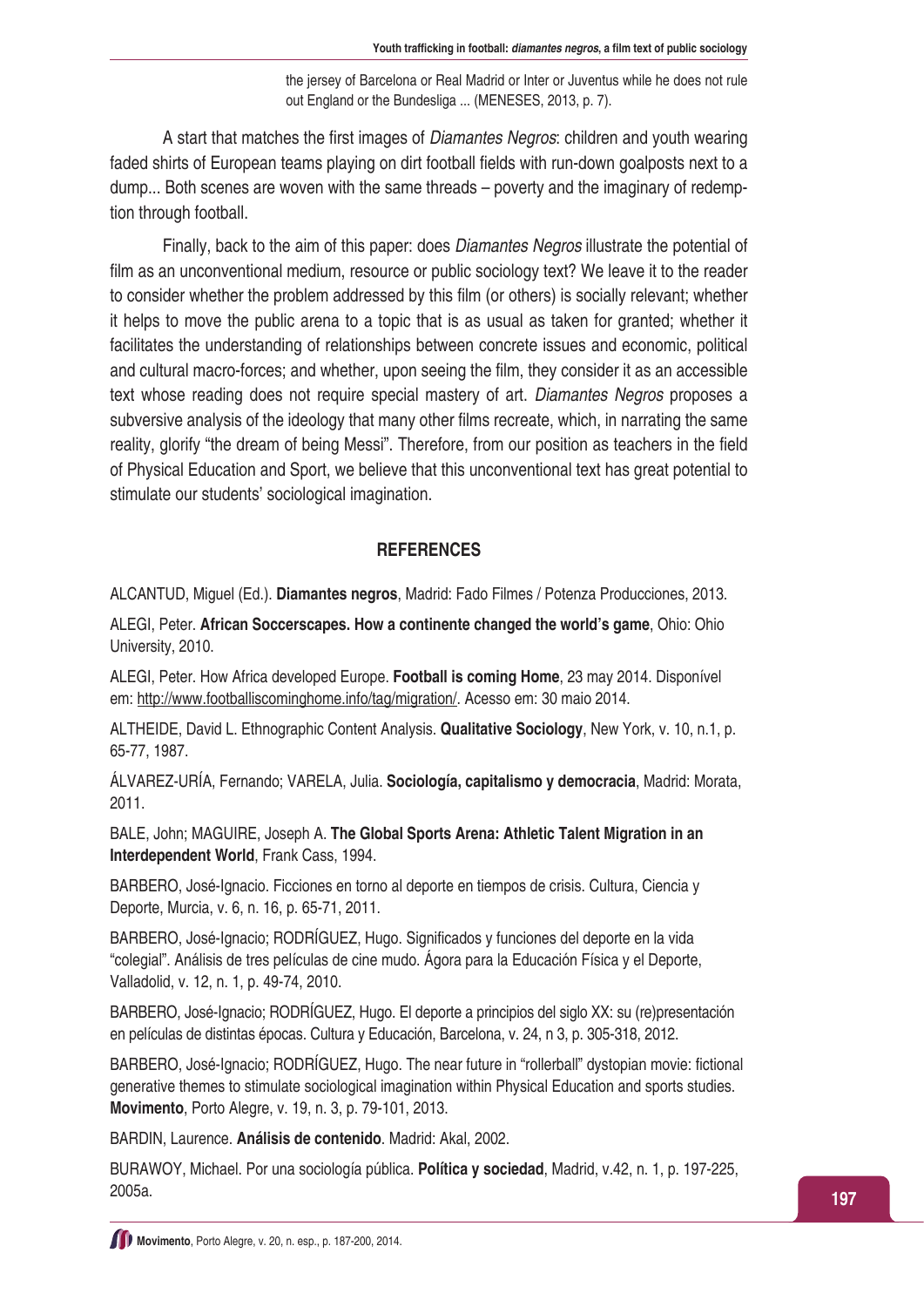the jersey of Barcelona or Real Madrid or Inter or Juventus while he does not rule out England or the Bundesliga ... (MENESES, 2013, p. 7).

A start that matches the first images of *Diamantes Negros*: children and youth wearing faded shirts of European teams playing on dirt football fields with run-down goalposts next to a dump... Both scenes are woven with the same threads – poverty and the imaginary of redemption through football.

Finally, back to the aim of this paper: does *Diamantes Negros* illustrate the potential of film as an unconventional medium, resource or public sociology text? We leave it to the reader to consider whether the problem addressed by this film (or others) is socially relevant; whether it helps to move the public arena to a topic that is as usual as taken for granted; whether it facilitates the understanding of relationships between concrete issues and economic, political and cultural macro-forces; and whether, upon seeing the film, they consider it as an accessible text whose reading does not require special mastery of art. *Diamantes Negros* proposes a subversive analysis of the ideology that many other films recreate, which, in narrating the same reality, glorify "the dream of being Messi". Therefore, from our position as teachers in the field of Physical Education and Sport, we believe that this unconventional text has great potential to stimulate our students' sociological imagination.

## REFERENCES

ALCANTUD, Miguel (Ed.). **Diamantes negros**, Madrid: Fado Filmes / Potenza Producciones, 2013.

ALEGI, Peter. **African Soccerscapes. How a continente changed the world's game**, Ohio: Ohio University, 2010.

ALEGI, Peter. How Africa developed Europe. **Football is coming Home**, 23 may 2014. Disponível em: http://www.footballiscominghome.info/tag/migration/. Acesso em: 30 maio 2014.

ALTHEIDE, David L. Ethnographic Content Analysis. **Qualitative Sociology**, New York, v. 10, n.1, p. 65-77, 1987.

ÁLVAREZ-URÍA, Fernando; VARELA, Julia. **Sociología, capitalismo y democracia**, Madrid: Morata, 2011.

BALE, John; MAGUIRE, Joseph A. **The Global Sports Arena: Athletic Talent Migration in an Interdependent World**, Frank Cass, 1994.

BARBERO, José-Ignacio. Ficciones en torno al deporte en tiempos de crisis. Cultura, Ciencia y Deporte, Murcia, v. 6, n. 16, p. 65-71, 2011.

BARBERO, José-Ignacio; RODRÍGUEZ, Hugo. Significados y funciones del deporte en la vida "colegial". Análisis de tres películas de cine mudo. Ágora para la Educación Física y el Deporte, Valladolid, v. 12, n. 1, p. 49-74, 2010.

BARBERO, José-Ignacio; RODRÍGUEZ, Hugo. El deporte a principios del siglo XX: su (re)presentación en películas de distintas épocas. Cultura y Educación, Barcelona, v. 24, n 3, p. 305-318, 2012.

BARBERO, José-Ignacio; RODRÍGUEZ, Hugo. The near future in "rollerball" dystopian movie: fictional generative themes to stimulate sociological imagination within Physical Education and sports studies. **Movimento**, Porto Alegre, v. 19, n. 3, p. 79-101, 2013.

BARDIN, Laurence. **Análisis de contenido**. Madrid: Akal, 2002.

BURAWOY, Michael. Por una sociología pública. **Política y sociedad**, Madrid, v.42, n. 1, p. 197-225, 2005a.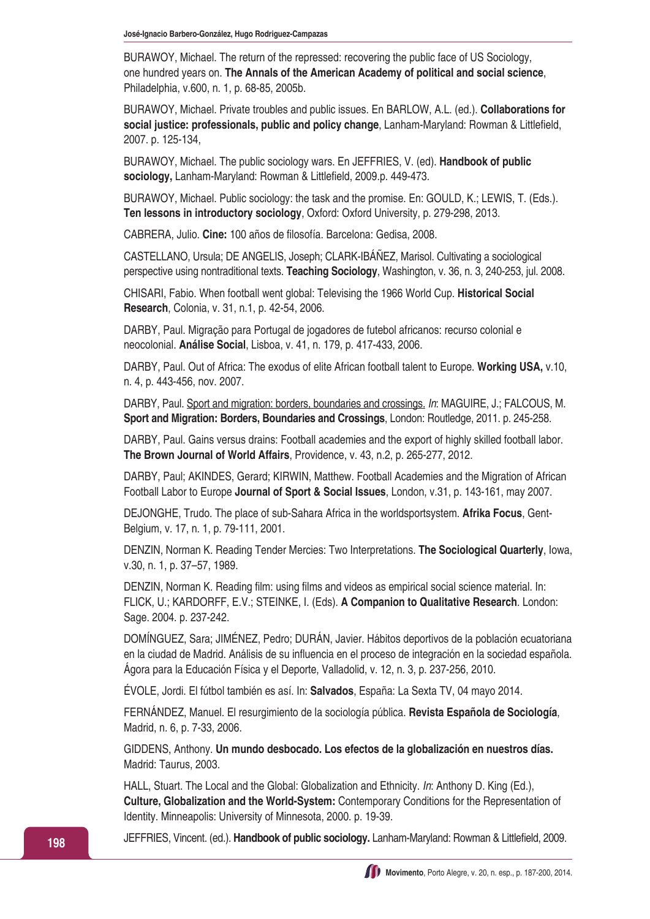BURAWOY, Michael. The return of the repressed: recovering the public face of US Sociology, one hundred years on. **The Annals of the American Academy of political and social science**, Philadelphia, v.600, n. 1, p. 68-85, 2005b.

BURAWOY, Michael. Private troubles and public issues. En BARLOW, A.L. (ed.). **Collaborations for social justice: professionals, public and policy change**, Lanham-Maryland: Rowman & Littlefield, 2007. p. 125-134,

BURAWOY, Michael. The public sociology wars. En JEFFRIES, V. (ed). **Handbook of public sociology,** Lanham-Maryland: Rowman & Littlefield, 2009.p. 449-473.

BURAWOY, Michael. Public sociology: the task and the promise. En: GOULD, K.; LEWIS, T. (Eds.). **Ten lessons in introductory sociology**, Oxford: Oxford University, p. 279-298, 2013.

CABRERA, Julio. **Cine:** 100 años de filosofía. Barcelona: Gedisa, 2008.

CASTELLANO, Ursula; DE ANGELIS, Joseph; CLARK-IBÁÑEZ, Marisol. Cultivating a sociological perspective using nontraditional texts. **Teaching Sociology**, Washington, v. 36, n. 3, 240-253, jul. 2008.

CHISARI, Fabio. When football went global: Televising the 1966 World Cup. **Historical Social Research**, Colonia, v. 31, n.1, p. 42-54, 2006.

DARBY, Paul. Migração para Portugal de jogadores de futebol africanos: recurso colonial e neocolonial. **Análise Social**, Lisboa, v. 41, n. 179, p. 417-433, 2006.

DARBY, Paul. Out of Africa: The exodus of elite African football talent to Europe. **Working USA,** v.10, n. 4, p. 443-456, nov. 2007.

DARBY, Paul. Sport and migration: borders, boundaries and crossings. *In*: MAGUIRE, J.; FALCOUS, M. **Sport and Migration: Borders, Boundaries and Crossings**, London: Routledge, 2011. p. 245-258.

DARBY, Paul. Gains versus drains: Football academies and the export of highly skilled football labor. **The Brown Journal of World Affairs**, Providence, v. 43, n.2, p. 265-277, 2012.

DARBY, Paul; AKINDES, Gerard; KIRWIN, Matthew. Football Academies and the Migration of African Football Labor to Europe **Journal of Sport & Social Issues**, London, v.31, p. 143-161, may 2007.

DEJONGHE, Trudo. The place of sub-Sahara Africa in the worldsportsystem. **Afrika Focus**, Gent-Belgium, v. 17, n. 1, p. 79-111, 2001.

DENZIN, Norman K. Reading Tender Mercies: Two Interpretations. **The Sociological Quarterly**, Iowa, v.30, n. 1, p. 37–57, 1989.

DENZIN, Norman K. Reading film: using films and videos as empirical social science material. In: FLICK, U.; KARDORFF, E.V.; STEINKE, I. (Eds). **A Companion to Qualitative Research**. London: Sage. 2004. p. 237-242.

DOMÍNGUEZ, Sara; JIMÉNEZ, Pedro; DURÁN, Javier. Hábitos deportivos de la población ecuatoriana en la ciudad de Madrid. Análisis de su influencia en el proceso de integración en la sociedad española. Ágora para la Educación Física y el Deporte, Valladolid, v. 12, n. 3, p. 237-256, 2010.

ÉVOLE, Jordi. El fútbol también es así. In: **Salvados**, España: La Sexta TV, 04 mayo 2014.

FERNÁNDEZ, Manuel. El resurgimiento de la sociología pública. **Revista Española de Sociología**, Madrid, n. 6, p. 7-33, 2006.

GIDDENS, Anthony. **Un mundo desbocado. Los efectos de la globalización en nuestros días.** Madrid: Taurus, 2003.

HALL, Stuart. The Local and the Global: Globalization and Ethnicity. *In*: Anthony D. King (Ed.), **Culture, Globalization and the World-System:** Contemporary Conditions for the Representation of Identity. Minneapolis: University of Minnesota, 2000. p. 19-39.

JEFFRIES, Vincent. (ed.). **Handbook of public sociology.** Lanham-Maryland: Rowman & Littlefield, 2009.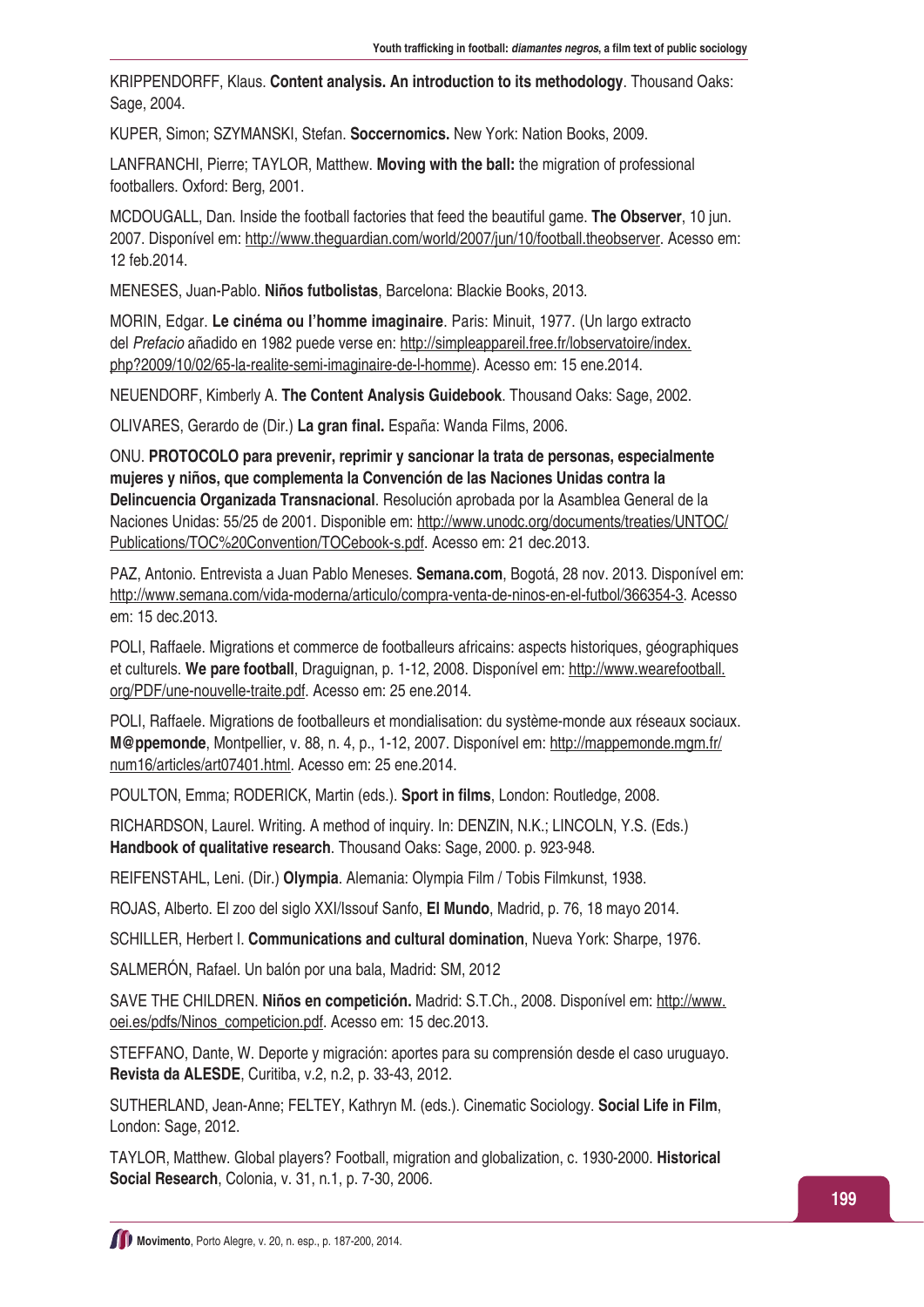KRIPPENDORFF, Klaus. **Content analysis. An introduction to its methodology**. Thousand Oaks: Sage, 2004.

KUPER, Simon; SZYMANSKI, Stefan. **Soccernomics.** New York: Nation Books, 2009.

LANFRANCHI, Pierre; TAYLOR, Matthew. **Moving with the ball:** the migration of professional footballers. Oxford: Berg, 2001.

MCDOUGALL, Dan. Inside the football factories that feed the beautiful game. **The Observer**, 10 jun. 2007. Disponível em: http://www.theguardian.com/world/2007/jun/10/football.theobserver. Acesso em: 12 feb.2014.

MENESES, Juan-Pablo. **Niños futbolistas**, Barcelona: Blackie Books, 2013.

MORIN, Edgar. **Le cinéma ou l'homme imaginaire**. Paris: Minuit, 1977. (Un largo extracto del *Prefacio* añadido en 1982 puede verse en: http://simpleappareil.free.fr/lobservatoire/index.php?2009/10/02/65-la-realite-semi-imaginaire-de-l-homme). Acesso em: 15 ene.2014.

NEUENDORF, Kimberly A. **The Content Analysis Guidebook**. Thousand Oaks: Sage, 2002.

OLIVARES, Gerardo de (Dir.) **La gran final.** España: Wanda Films, 2006.

ONU. **PROTOCOLO para prevenir, reprimir y sancionar la trata de personas, especialmente mujeres y niños, que complementa la Convención de las Naciones Unidas contra la Delincuencia Organizada Transnacional**. Resolución aprobada por la Asamblea General de la Naciones Unidas: 55/25 de 2001. Disponible em: http://www.unodc.org/documents/treaties/UNTOC/Publications/TOC%20Convention/TOCebook-s.pdf. Acesso em: 21 dec.2013.

PAZ, Antonio. Entrevista a Juan Pablo Meneses. **Semana.com**, Bogotá, 28 nov. 2013. Disponível em: http://www.semana.com/vida-moderna/articulo/compra-venta-de-ninos-en-el-futbol/366354-3. Acesso em: 15 dec.2013.

POLI, Raffaele. Migrations et commerce de footballeurs africains: aspects historiques, géographiques et culturels. **We pare football**, Draguignan, p. 1-12, 2008. Disponível em: http://www.wearefootball.org/PDF/une-nouvelle-traite.pdf. Acesso em: 25 ene.2014.

POLI, Raffaele. Migrations de footballeurs et mondialisation: du système-monde aux réseaux sociaux. **M@ppemonde**, Montpellier, v. 88, n. 4, p., 1-12, 2007. Disponível em: http://mappemonde.mgm.fr/num16/articles/art07401.html. Acesso em: 25 ene.2014.

POULTON, Emma; RODERICK, Martin (eds.). **Sport in films**, London: Routledge, 2008.

RICHARDSON, Laurel. Writing. A method of inquiry. In: DENZIN, N.K.; LINCOLN, Y.S. (Eds.) **Handbook of qualitative research**. Thousand Oaks: Sage, 2000. p. 923-948.

REIFENSTAHL, Leni. (Dir.) **Olympia**. Alemania: Olympia Film / Tobis Filmkunst, 1938.

ROJAS, Alberto. El zoo del siglo XXI/Issouf Sanfo, **El Mundo**, Madrid, p. 76, 18 mayo 2014.

SCHILLER, Herbert I. **Communications and cultural domination**, Nueva York: Sharpe, 1976.

SALMERÓN, Rafael. Un balón por una bala, Madrid: SM, 2012

SAVE THE CHILDREN. **Niños en competición.** Madrid: S.T.Ch., 2008. Disponível em: http://www.oei.es/pdfs/Ninos_competicion.pdf. Acesso em: 15 dec.2013.

STEFFANO, Dante, W. Deporte y migración: aportes para su comprensión desde el caso uruguayo. **Revista da ALESDE**, Curitiba, v.2, n.2, p. 33-43, 2012.

SUTHERLAND, Jean-Anne; FELTEY, Kathryn M. (eds.). Cinematic Sociology. **Social Life in Film**, London: Sage, 2012.

TAYLOR, Matthew. Global players? Football, migration and globalization, c. 1930-2000. **Historical Social Research**, Colonia, v. 31, n.1, p. 7-30, 2006.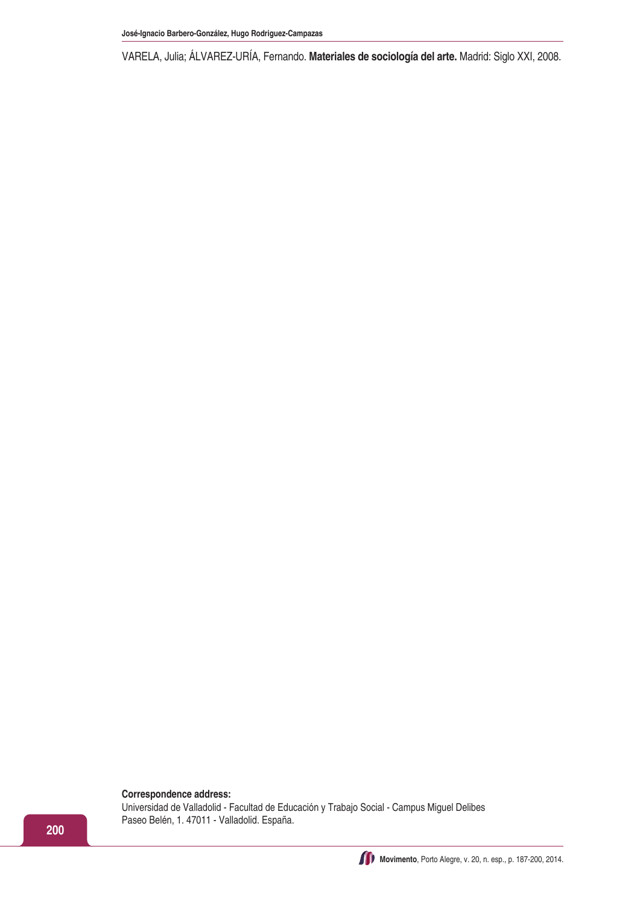VARELA, Julia; ÁLVAREZ-URÍA, Fernando. **Materiales de sociología del arte.** Madrid: Siglo XXI, 2008.

**Correspondence address:**
Universidad de Valladolid - Facultad de Educación y Trabajo Social - Campus Miguel Delibes
Paseo Belén, 1. 47011 - Valladolid. España.